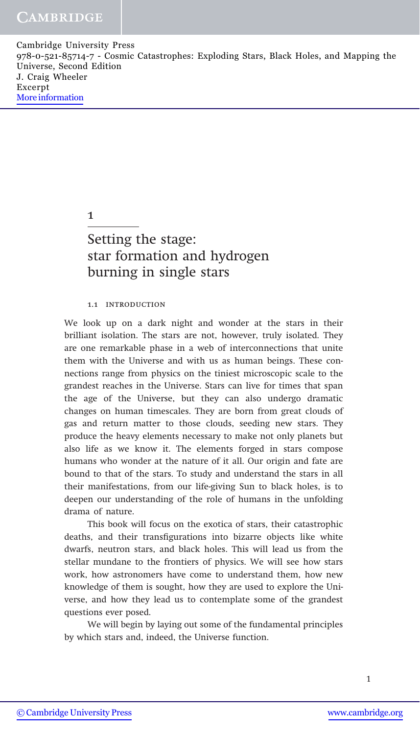# 1

# Setting the stage: star formation and hydrogen burning in single stars

## 1.1 INTRODUCTION

We look up on a dark night and wonder at the stars in their brilliant isolation. The stars are not, however, truly isolated. They are one remarkable phase in a web of interconnections that unite them with the Universe and with us as human beings. These connections range from physics on the tiniest microscopic scale to the grandest reaches in the Universe. Stars can live for times that span the age of the Universe, but they can also undergo dramatic changes on human timescales. They are born from great clouds of gas and return matter to those clouds, seeding new stars. They produce the heavy elements necessary to make not only planets but also life as we know it. The elements forged in stars compose humans who wonder at the nature of it all. Our origin and fate are bound to that of the stars. To study and understand the stars in all their manifestations, from our life-giving Sun to black holes, is to deepen our understanding of the role of humans in the unfolding drama of nature.

This book will focus on the exotica of stars, their catastrophic deaths, and their transfigurations into bizarre objects like white dwarfs, neutron stars, and black holes. This will lead us from the stellar mundane to the frontiers of physics. We will see how stars work, how astronomers have come to understand them, how new knowledge of them is sought, how they are used to explore the Universe, and how they lead us to contemplate some of the grandest questions ever posed.

We will begin by laying out some of the fundamental principles by which stars and, indeed, the Universe function.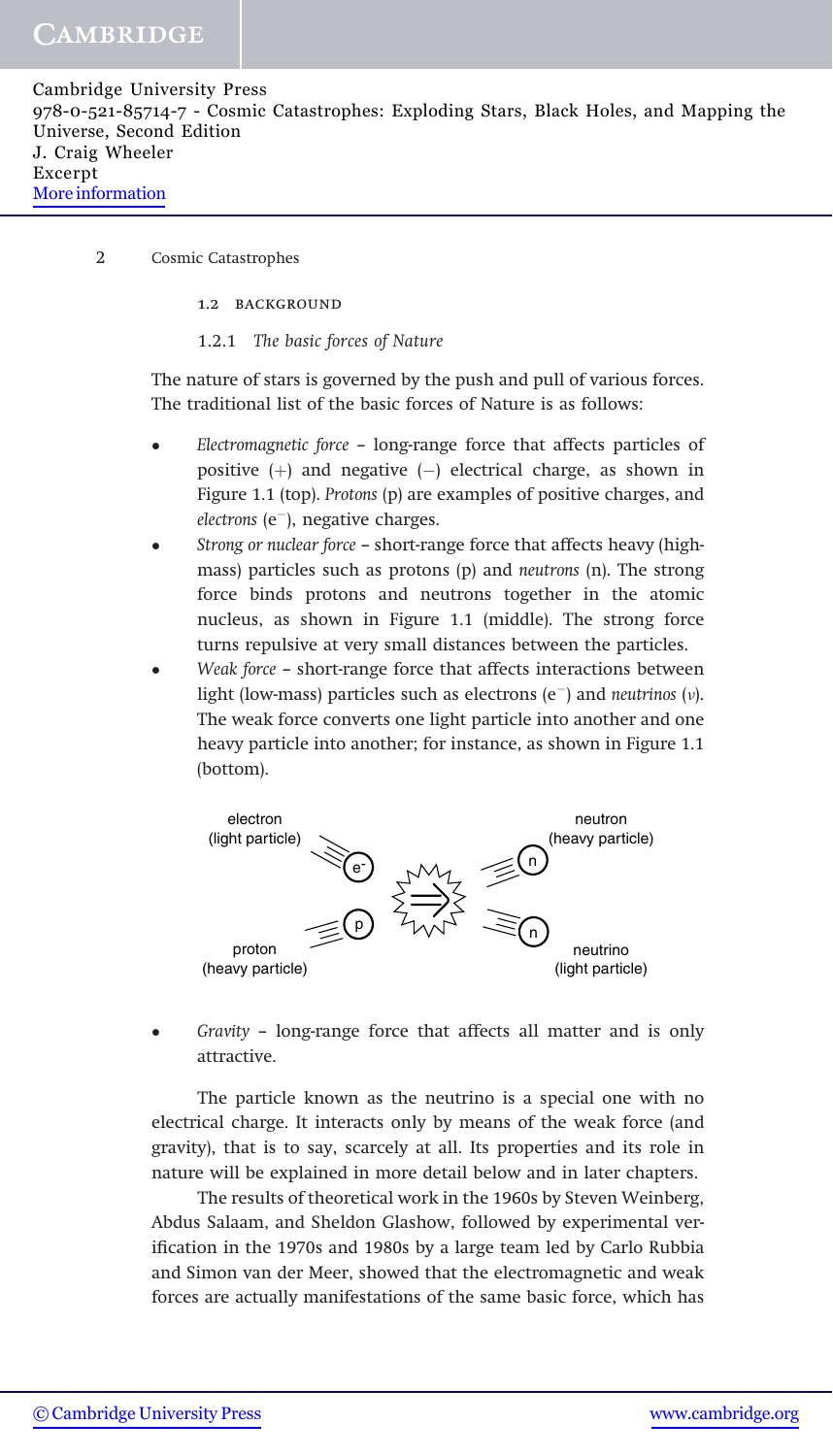## 1.2 BACKGROUND

### 1.2.1 *The basic forces of Nature*

The nature of stars is governed by the push and pull of various forces. The traditional list of the basic forces of Nature is as follows:

- *Electromagnetic force* – long-range force that affects particles of positive (+) and negative (−) electrical charge, as shown in Figure 1.1 (top). *Protons* (p) are examples of positive charges, and *electrons* ($e^-$), negative charges.
- *Strong or nuclear force* – short-range force that affects heavy (high-mass) particles such as protons (p) and *neutrons* (n). The strong force binds protons and neutrons together in the atomic nucleus, as shown in Figure 1.1 (middle). The strong force turns repulsive at very small distances between the particles.
- *Weak force* – short-range force that affects interactions between light (low-mass) particles such as electrons ($e^-$) and *neutrinos* ($\nu$). The weak force converts one light particle into another and one heavy particle into another; for instance, as shown in Figure 1.1 (bottom).

electron (light particle) — neutron (heavy particle) — proton (heavy particle) — neutrino (light particle)

- *Gravity* – long-range force that affects all matter and is only attractive.

The particle known as the neutrino is a special one with no electrical charge. It interacts only by means of the weak force (and gravity), that is to say, scarcely at all. Its properties and its role in nature will be explained in more detail below and in later chapters.

The results of theoretical work in the 1960s by Steven Weinberg, Abdus Salaam, and Sheldon Glashow, followed by experimental verification in the 1970s and 1980s by a large team led by Carlo Rubbia and Simon van der Meer, showed that the electromagnetic and weak forces are actually manifestations of the same basic force, which has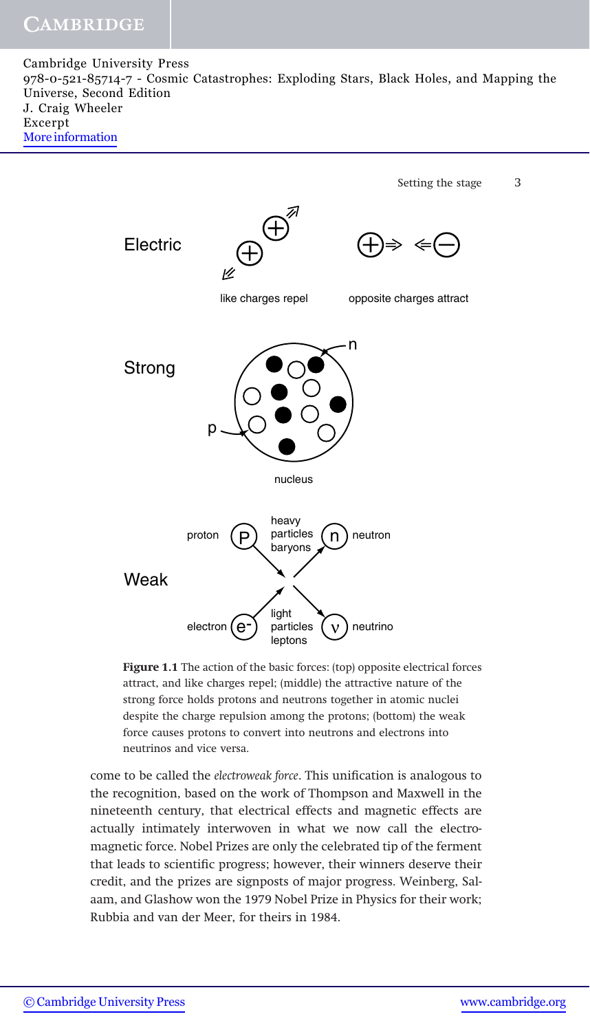**Figure 1.1** The action of the basic forces: (top) opposite electrical forces attract, and like charges repel; (middle) the attractive nature of the strong force holds protons and neutrons together in atomic nuclei despite the charge repulsion among the protons; (bottom) the weak force causes protons to convert into neutrons and electrons into neutrinos and vice versa.

come to be called the *electroweak force*. This unification is analogous to the recognition, based on the work of Thompson and Maxwell in the nineteenth century, that electrical effects and magnetic effects are actually intimately interwoven in what we now call the electromagnetic force. Nobel Prizes are only the celebrated tip of the ferment that leads to scientific progress; however, their winners deserve their credit, and the prizes are signposts of major progress. Weinberg, Salaam, and Glashow won the 1979 Nobel Prize in Physics for their work; Rubbia and van der Meer, for theirs in 1984.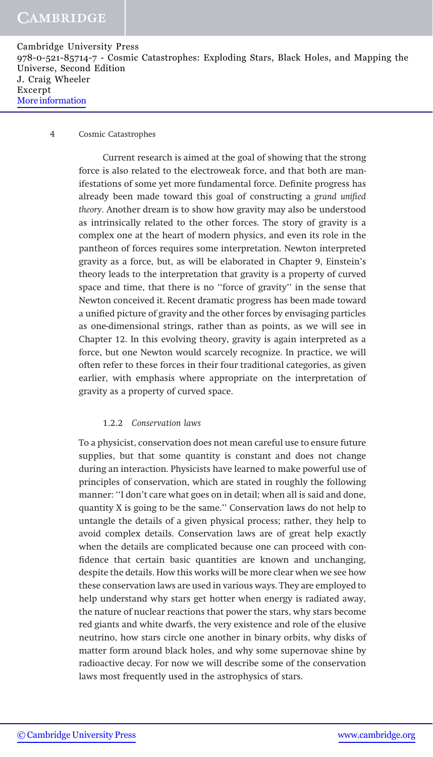Current research is aimed at the goal of showing that the strong force is also related to the electroweak force, and that both are manifestations of some yet more fundamental force. Definite progress has already been made toward this goal of constructing a *grand unified theory*. Another dream is to show how gravity may also be understood as intrinsically related to the other forces. The story of gravity is a complex one at the heart of modern physics, and even its role in the pantheon of forces requires some interpretation. Newton interpreted gravity as a force, but, as will be elaborated in Chapter 9, Einstein's theory leads to the interpretation that gravity is a property of curved space and time, that there is no "force of gravity" in the sense that Newton conceived it. Recent dramatic progress has been made toward a unified picture of gravity and the other forces by envisaging particles as one-dimensional strings, rather than as points, as we will see in Chapter 12. In this evolving theory, gravity is again interpreted as a force, but one Newton would scarcely recognize. In practice, we will often refer to these forces in their four traditional categories, as given earlier, with emphasis where appropriate on the interpretation of gravity as a property of curved space.

### 1.2.2 *Conservation laws*

To a physicist, conservation does not mean careful use to ensure future supplies, but that some quantity is constant and does not change during an interaction. Physicists have learned to make powerful use of principles of conservation, which are stated in roughly the following manner: "I don't care what goes on in detail; when all is said and done, quantity X is going to be the same." Conservation laws do not help to untangle the details of a given physical process; rather, they help to avoid complex details. Conservation laws are of great help exactly when the details are complicated because one can proceed with confidence that certain basic quantities are known and unchanging, despite the details. How this works will be more clear when we see how these conservation laws are used in various ways. They are employed to help understand why stars get hotter when energy is radiated away, the nature of nuclear reactions that power the stars, why stars become red giants and white dwarfs, the very existence and role of the elusive neutrino, how stars circle one another in binary orbits, why disks of matter form around black holes, and why some supernovae shine by radioactive decay. For now we will describe some of the conservation laws most frequently used in the astrophysics of stars.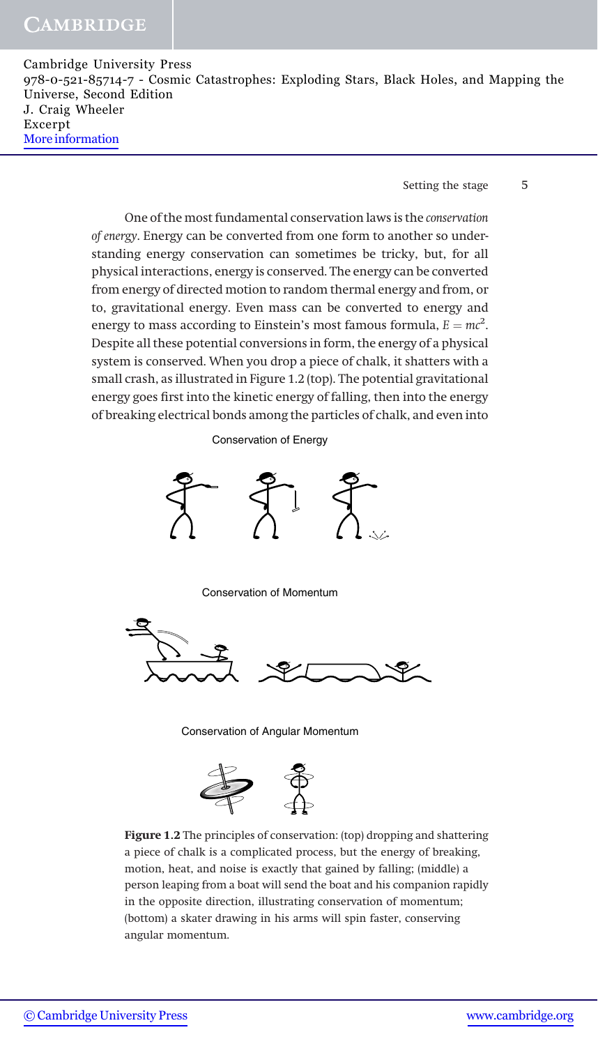One of the most fundamental conservation laws is the *conservation of energy*. Energy can be converted from one form to another so understanding energy conservation can sometimes be tricky, but, for all physical interactions, energy is conserved. The energy can be converted from energy of directed motion to random thermal energy and from, or to, gravitational energy. Even mass can be converted to energy and energy to mass according to Einstein's most famous formula, $E = mc^2$. Despite all these potential conversions in form, the energy of a physical system is conserved. When you drop a piece of chalk, it shatters with a small crash, as illustrated in Figure 1.2 (top). The potential gravitational energy goes first into the kinetic energy of falling, then into the energy of breaking electrical bonds among the particles of chalk, and even into

Conservation of Energy

Conservation of Momentum

Conservation of Angular Momentum

**Figure 1.2** The principles of conservation: (top) dropping and shattering a piece of chalk is a complicated process, but the energy of breaking, motion, heat, and noise is exactly that gained by falling; (middle) a person leaping from a boat will send the boat and his companion rapidly in the opposite direction, illustrating conservation of momentum; (bottom) a skater drawing in his arms will spin faster, conserving angular momentum.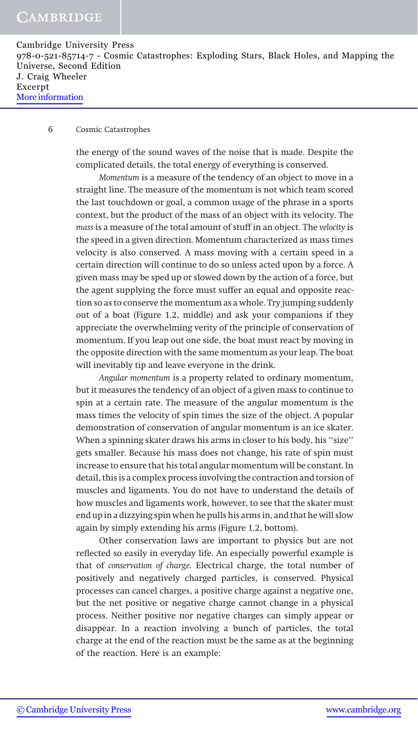the energy of the sound waves of the noise that is made. Despite the complicated details, the total energy of everything is conserved.

*Momentum* is a measure of the tendency of an object to move in a straight line. The measure of the momentum is not which team scored the last touchdown or goal, a common usage of the phrase in a sports context, but the product of the mass of an object with its velocity. The *mass* is a measure of the total amount of stuff in an object. The *velocity* is the speed in a given direction. Momentum characterized as mass times velocity is also conserved. A mass moving with a certain speed in a certain direction will continue to do so unless acted upon by a force. A given mass may be sped up or slowed down by the action of a force, but the agent supplying the force must suffer an equal and opposite reaction so as to conserve the momentum as a whole. Try jumping suddenly out of a boat (Figure 1.2, middle) and ask your companions if they appreciate the overwhelming verity of the principle of conservation of momentum. If you leap out one side, the boat must react by moving in the opposite direction with the same momentum as your leap. The boat will inevitably tip and leave everyone in the drink.

*Angular momentum* is a property related to ordinary momentum, but it measures the tendency of an object of a given mass to continue to spin at a certain rate. The measure of the angular momentum is the mass times the velocity of spin times the size of the object. A popular demonstration of conservation of angular momentum is an ice skater. When a spinning skater draws his arms in closer to his body, his ''size'' gets smaller. Because his mass does not change, his rate of spin must increase to ensure that his total angular momentum will be constant. In detail, this is a complex process involving the contraction and torsion of muscles and ligaments. You do not have to understand the details of how muscles and ligaments work, however, to see that the skater must end up in a dizzying spin when he pulls his arms in, and that he will slow again by simply extending his arms (Figure 1.2, bottom).

Other conservation laws are important to physics but are not reflected so easily in everyday life. An especially powerful example is that of *conservation of charge*. Electrical charge, the total number of positively and negatively charged particles, is conserved. Physical processes can cancel charges, a positive charge against a negative one, but the net positive or negative charge cannot change in a physical process. Neither positive nor negative charges can simply appear or disappear. In a reaction involving a bunch of particles, the total charge at the end of the reaction must be the same as at the beginning of the reaction. Here is an example: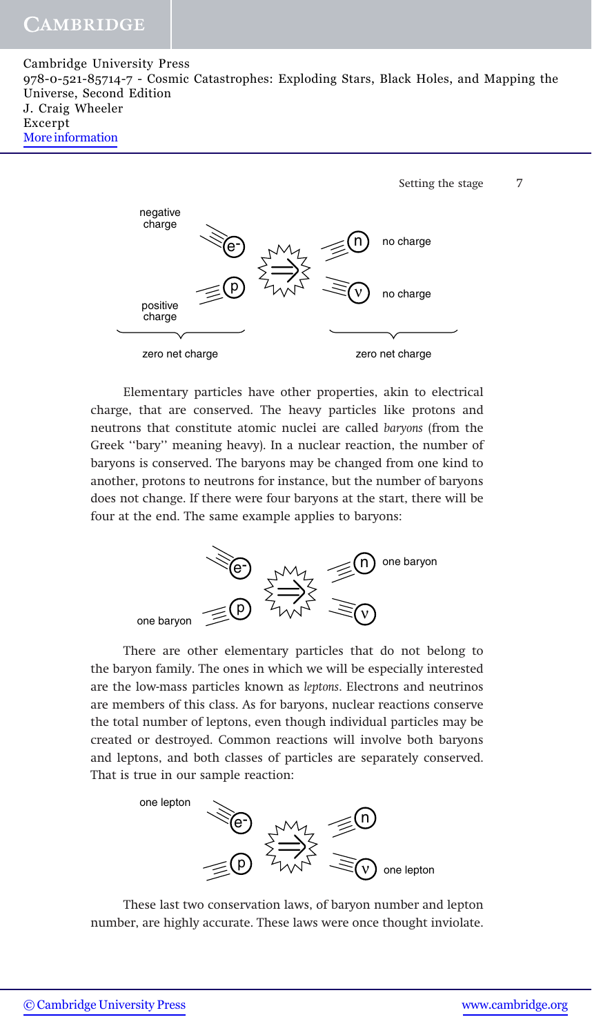negative charge

positive charge

zero net charge

no charge

no charge

zero net charge

Elementary particles have other properties, akin to electrical charge, that are conserved. The heavy particles like protons and neutrons that constitute atomic nuclei are called *baryons* (from the Greek ''bary'' meaning heavy). In a nuclear reaction, the number of baryons is conserved. The baryons may be changed from one kind to another, protons to neutrons for instance, but the number of baryons does not change. If there were four baryons at the start, there will be four at the end. The same example applies to baryons:

one baryon

one baryon

There are other elementary particles that do not belong to the baryon family. The ones in which we will be especially interested are the low-mass particles known as *leptons*. Electrons and neutrinos are members of this class. As for baryons, nuclear reactions conserve the total number of leptons, even though individual particles may be created or destroyed. Common reactions will involve both baryons and leptons, and both classes of particles are separately conserved. That is true in our sample reaction:

one lepton

one lepton

These last two conservation laws, of baryon number and lepton number, are highly accurate. These laws were once thought inviolate.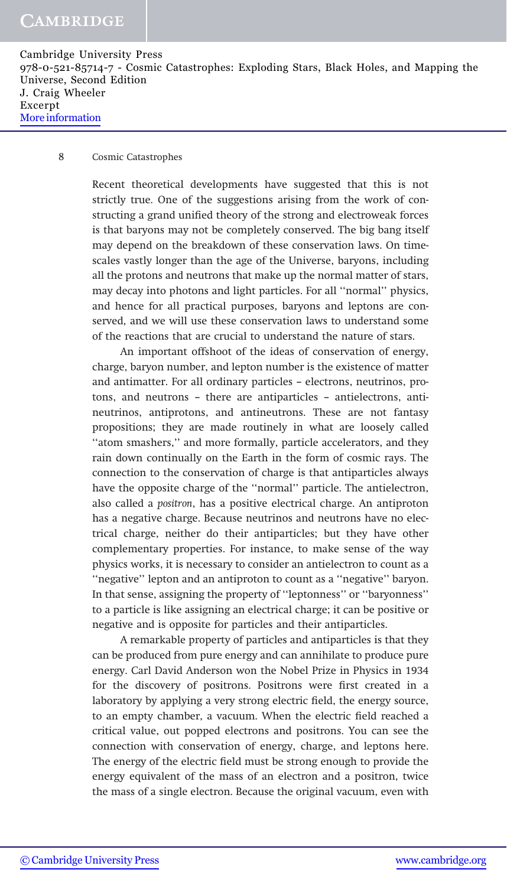Recent theoretical developments have suggested that this is not strictly true. One of the suggestions arising from the work of constructing a grand unified theory of the strong and electroweak forces is that baryons may not be completely conserved. The big bang itself may depend on the breakdown of these conservation laws. On timescales vastly longer than the age of the Universe, baryons, including all the protons and neutrons that make up the normal matter of stars, may decay into photons and light particles. For all ''normal'' physics, and hence for all practical purposes, baryons and leptons are conserved, and we will use these conservation laws to understand some of the reactions that are crucial to understand the nature of stars.

An important offshoot of the ideas of conservation of energy, charge, baryon number, and lepton number is the existence of matter and antimatter. For all ordinary particles – electrons, neutrinos, protons, and neutrons – there are antiparticles – antielectrons, antineutrinos, antiprotons, and antineutrons. These are not fantasy propositions; they are made routinely in what are loosely called ''atom smashers,'' and more formally, particle accelerators, and they rain down continually on the Earth in the form of cosmic rays. The connection to the conservation of charge is that antiparticles always have the opposite charge of the ''normal'' particle. The antielectron, also called a *positron*, has a positive electrical charge. An antiproton has a negative charge. Because neutrinos and neutrons have no electrical charge, neither do their antiparticles; but they have other complementary properties. For instance, to make sense of the way physics works, it is necessary to consider an antielectron to count as a ''negative'' lepton and an antiproton to count as a ''negative'' baryon. In that sense, assigning the property of ''leptonness'' or ''baryonness'' to a particle is like assigning an electrical charge; it can be positive or negative and is opposite for particles and their antiparticles.

A remarkable property of particles and antiparticles is that they can be produced from pure energy and can annihilate to produce pure energy. Carl David Anderson won the Nobel Prize in Physics in 1934 for the discovery of positrons. Positrons were first created in a laboratory by applying a very strong electric field, the energy source, to an empty chamber, a vacuum. When the electric field reached a critical value, out popped electrons and positrons. You can see the connection with conservation of energy, charge, and leptons here. The energy of the electric field must be strong enough to provide the energy equivalent of the mass of an electron and a positron, twice the mass of a single electron. Because the original vacuum, even with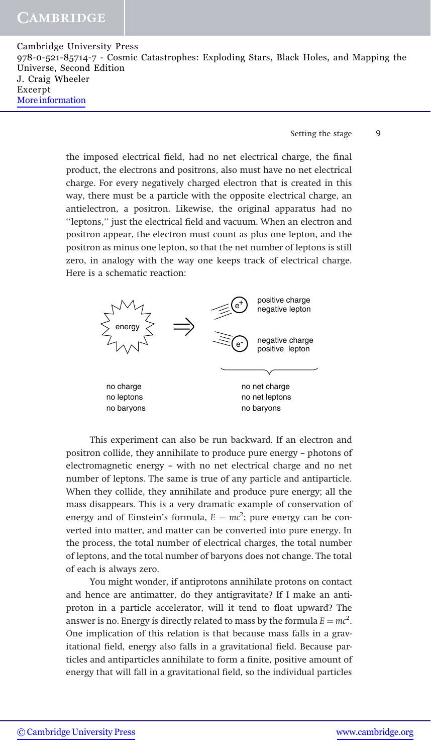the imposed electrical field, had no net electrical charge, the final product, the electrons and positrons, also must have no net electrical charge. For every negatively charged electron that is created in this way, there must be a particle with the opposite electrical charge, an antielectron, a positron. Likewise, the original apparatus had no ''leptons,'' just the electrical field and vacuum. When an electron and positron appear, the electron must count as plus one lepton, and the positron as minus one lepton, so that the net number of leptons is still zero, in analogy with the way one keeps track of electrical charge. Here is a schematic reaction:

energy

$\Rightarrow$

$e^+$ positive charge
negative lepton

$e^-$ negative charge
positive lepton

no charge
no leptons
no baryons

no net charge
no net leptons
no baryons

This experiment can also be run backward. If an electron and positron collide, they annihilate to produce pure energy – photons of electromagnetic energy – with no net electrical charge and no net number of leptons. The same is true of any particle and antiparticle. When they collide, they annihilate and produce pure energy; all the mass disappears. This is a very dramatic example of conservation of energy and of Einstein's formula, $E = mc^2$; pure energy can be converted into matter, and matter can be converted into pure energy. In the process, the total number of electrical charges, the total number of leptons, and the total number of baryons does not change. The total of each is always zero.

You might wonder, if antiprotons annihilate protons on contact and hence are antimatter, do they antigravitate? If I make an antiproton in a particle accelerator, will it tend to float upward? The answer is no. Energy is directly related to mass by the formula $E = mc^2$. One implication of this relation is that because mass falls in a gravitational field, energy also falls in a gravitational field. Because particles and antiparticles annihilate to form a finite, positive amount of energy that will fall in a gravitational field, so the individual particles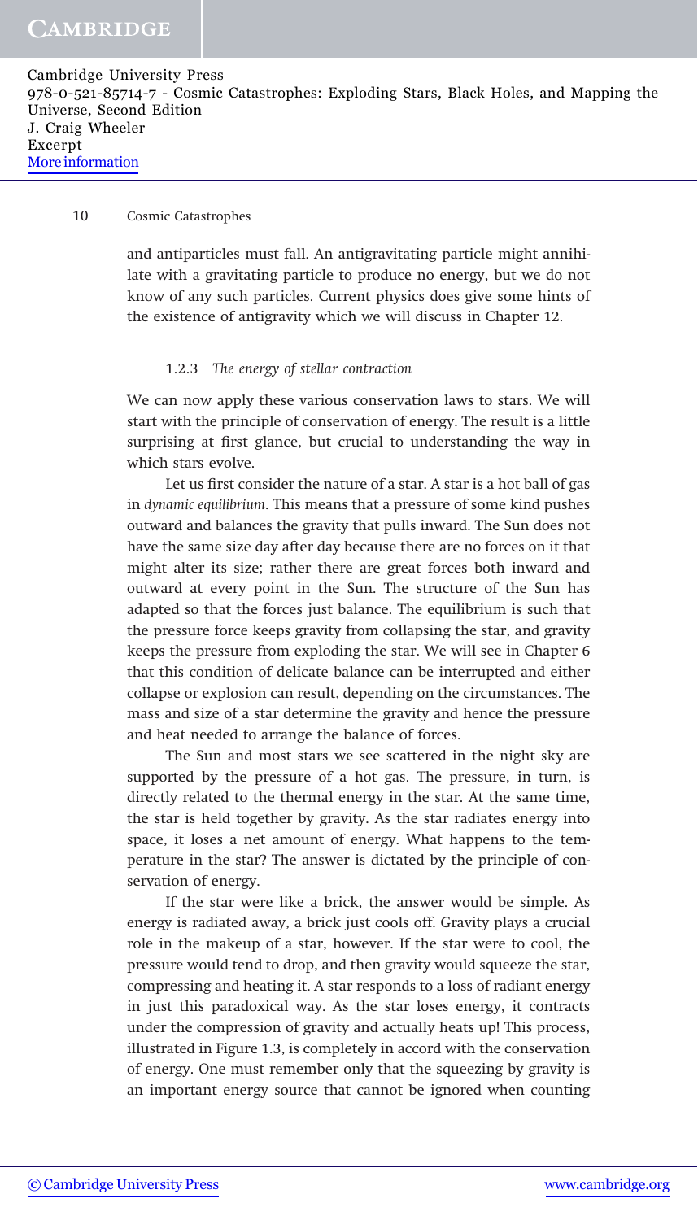and antiparticles must fall. An antigravitating particle might annihilate with a gravitating particle to produce no energy, but we do not know of any such particles. Current physics does give some hints of the existence of antigravity which we will discuss in Chapter 12.

### 1.2.3 *The energy of stellar contraction*

We can now apply these various conservation laws to stars. We will start with the principle of conservation of energy. The result is a little surprising at first glance, but crucial to understanding the way in which stars evolve.

Let us first consider the nature of a star. A star is a hot ball of gas in *dynamic equilibrium*. This means that a pressure of some kind pushes outward and balances the gravity that pulls inward. The Sun does not have the same size day after day because there are no forces on it that might alter its size; rather there are great forces both inward and outward at every point in the Sun. The structure of the Sun has adapted so that the forces just balance. The equilibrium is such that the pressure force keeps gravity from collapsing the star, and gravity keeps the pressure from exploding the star. We will see in Chapter 6 that this condition of delicate balance can be interrupted and either collapse or explosion can result, depending on the circumstances. The mass and size of a star determine the gravity and hence the pressure and heat needed to arrange the balance of forces.

The Sun and most stars we see scattered in the night sky are supported by the pressure of a hot gas. The pressure, in turn, is directly related to the thermal energy in the star. At the same time, the star is held together by gravity. As the star radiates energy into space, it loses a net amount of energy. What happens to the temperature in the star? The answer is dictated by the principle of conservation of energy.

If the star were like a brick, the answer would be simple. As energy is radiated away, a brick just cools off. Gravity plays a crucial role in the makeup of a star, however. If the star were to cool, the pressure would tend to drop, and then gravity would squeeze the star, compressing and heating it. A star responds to a loss of radiant energy in just this paradoxical way. As the star loses energy, it contracts under the compression of gravity and actually heats up! This process, illustrated in Figure 1.3, is completely in accord with the conservation of energy. One must remember only that the squeezing by gravity is an important energy source that cannot be ignored when counting